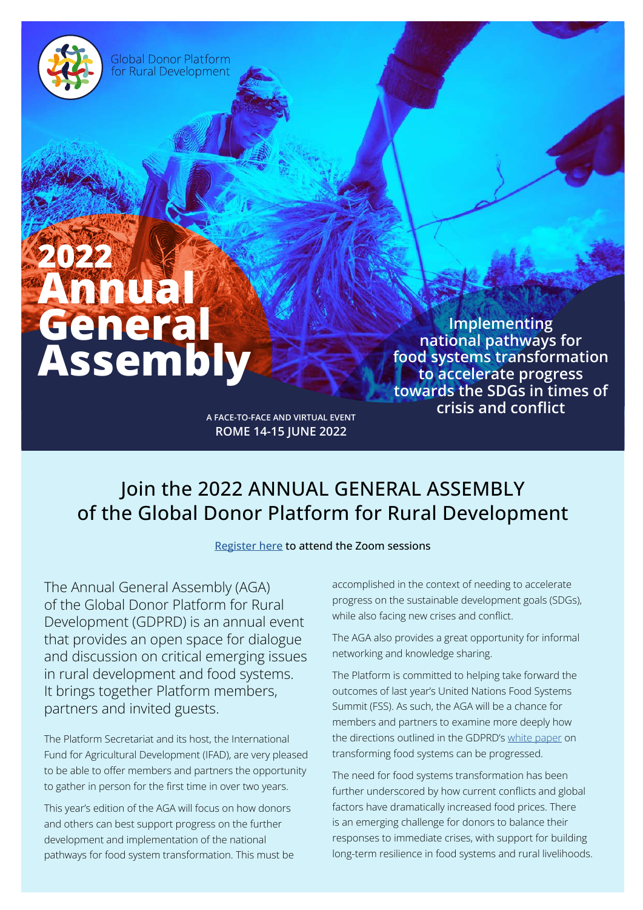Global Donor Platform for Rural Development

# 2022 Annual General Assembly

**Implementing national pathways for food systems transformation to accelerate progress towards the SDGs in times of crisis and conflict**

A FACE-TO-FACE AND VIRTUAL EVENT
**ROME 14-15 JUNE 2022**

## Join the 2022 ANNUAL GENERAL ASSEMBLY of the Global Donor Platform for Rural Development

Register here to attend the Zoom sessions

The Annual General Assembly (AGA) of the Global Donor Platform for Rural Development (GDPRD) is an annual event that provides an open space for dialogue and discussion on critical emerging issues in rural development and food systems. It brings together Platform members, partners and invited guests.

The Platform Secretariat and its host, the International Fund for Agricultural Development (IFAD), are very pleased to be able to offer members and partners the opportunity to gather in person for the first time in over two years.

This year's edition of the AGA will focus on how donors and others can best support progress on the further development and implementation of the national pathways for food system transformation. This must be accomplished in the context of needing to accelerate progress on the sustainable development goals (SDGs), while also facing new crises and conflict.

The AGA also provides a great opportunity for informal networking and knowledge sharing.

The Platform is committed to helping take forward the outcomes of last year's United Nations Food Systems Summit (FSS). As such, the AGA will be a chance for members and partners to examine more deeply how the directions outlined in the GDPRD's white paper on transforming food systems can be progressed.

The need for food systems transformation has been further underscored by how current conflicts and global factors have dramatically increased food prices. There is an emerging challenge for donors to balance their responses to immediate crises, with support for building long-term resilience in food systems and rural livelihoods.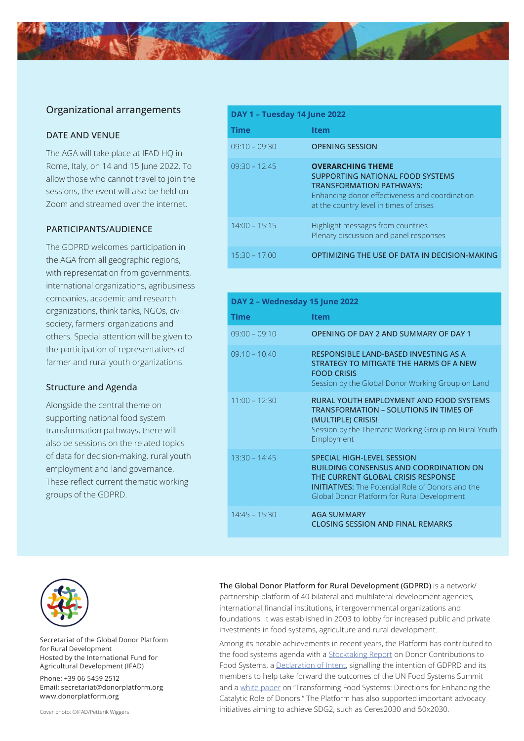## Organizational arrangements

### DATE AND VENUE

The AGA will take place at IFAD HQ in Rome, Italy, on 14 and 15 June 2022. To allow those who cannot travel to join the sessions, the event will also be held on Zoom and streamed over the internet.

### PARTICIPANTS/AUDIENCE

The GDPRD welcomes participation in the AGA from all geographic regions, with representation from governments, international organizations, agribusiness companies, academic and research organizations, think tanks, NGOs, civil society, farmers' organizations and others. Special attention will be given to the participation of representatives of farmer and rural youth organizations.

### Structure and Agenda

Alongside the central theme on supporting national food system transformation pathways, there will also be sessions on the related topics of data for decision-making, rural youth employment and land governance. These reflect current thematic working groups of the GDPRD.

**DAY 1 – Tuesday 14 June 2022**

| Time | Item |
|---|---|
| 09:10 – 09:30 | OPENING SESSION |
| 09:30 – 12:45 | **OVERARCHING THEME** SUPPORTING NATIONAL FOOD SYSTEMS TRANSFORMATION PATHWAYS: Enhancing donor effectiveness and coordination at the country level in times of crises |
| 14:00 – 15:15 | Highlight messages from countries Plenary discussion and panel responses |
| 15:30 – 17:00 | OPTIMIZING THE USE OF DATA IN DECISION-MAKING |

**DAY 2 – Wednesday 15 June 2022**

| Time | Item |
|---|---|
| 09:00 – 09:10 | OPENING OF DAY 2 AND SUMMARY OF DAY 1 |
| 09:10 – 10:40 | RESPONSIBLE LAND-BASED INVESTING AS A STRATEGY TO MITIGATE THE HARMS OF A NEW FOOD CRISIS Session by the Global Donor Working Group on Land |
| 11:00 – 12:30 | RURAL YOUTH EMPLOYMENT AND FOOD SYSTEMS TRANSFORMATION – SOLUTIONS IN TIMES OF (MULTIPLE) CRISIS! Session by the Thematic Working Group on Rural Youth Employment |
| 13:30 – 14:45 | SPECIAL HIGH-LEVEL SESSION BUILDING CONSENSUS AND COORDINATION ON THE CURRENT GLOBAL CRISIS RESPONSE INITIATIVES: The Potential Role of Donors and the Global Donor Platform for Rural Development |
| 14:45 – 15:30 | AGA SUMMARY CLOSING SESSION AND FINAL REMARKS |

Secretariat of the Global Donor Platform for Rural Development
Hosted by the International Fund for Agricultural Development (IFAD)

Phone: +39 06 5459 2512
Email: secretariat@donorplatform.org
www.donorplatform.org

Cover photo: ©IFAD/Petterik Wiggers

**The Global Donor Platform for Rural Development (GDPRD)** is a network/partnership platform of 40 bilateral and multilateral development agencies, international financial institutions, intergovernmental organizations and foundations. It was established in 2003 to lobby for increased public and private investments in food systems, agriculture and rural development.

Among its notable achievements in recent years, the Platform has contributed to the food systems agenda with a Stocktaking Report on Donor Contributions to Food Systems, a Declaration of Intent, signalling the intention of GDPRD and its members to help take forward the outcomes of the UN Food Systems Summit and a white paper on "Transforming Food Systems: Directions for Enhancing the Catalytic Role of Donors." The Platform has also supported important advocacy initiatives aiming to achieve SDG2, such as Ceres2030 and 50x2030.